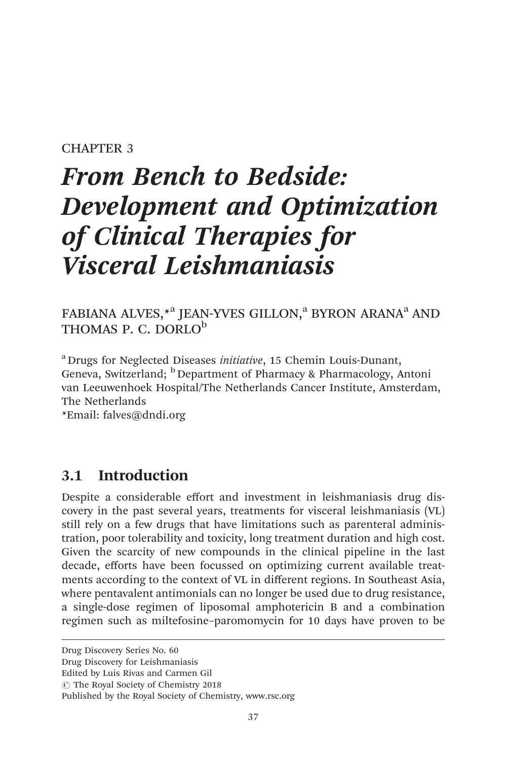CHAPTER 3

# *From Bench to Bedside: Development and Optimization of Clinical Therapies for Visceral Leishmaniasis*

FABIANA ALVES,*[a] JEAN-YVES GILLON,[a] BYRON ARANA[a] AND THOMAS P. C. DORLO[b]

[a] Drugs for Neglected Diseases *initiative*, 15 Chemin Louis-Dunant, Geneva, Switzerland; [b] Department of Pharmacy & Pharmacology, Antoni van Leeuwenhoek Hospital/The Netherlands Cancer Institute, Amsterdam, The Netherlands

*Email: falves@dndi.org

## 3.1 Introduction

Despite a considerable effort and investment in leishmaniasis drug discovery in the past several years, treatments for visceral leishmaniasis (VL) still rely on a few drugs that have limitations such as parenteral administration, poor tolerability and toxicity, long treatment duration and high cost. Given the scarcity of new compounds in the clinical pipeline in the last decade, efforts have been focussed on optimizing current available treatments according to the context of VL in different regions. In Southeast Asia, where pentavalent antimonials can no longer be used due to drug resistance, a single-dose regimen of liposomal amphotericin B and a combination regimen such as miltefosine–paromomycin for 10 days have proven to be

Drug Discovery Series No. 60
Drug Discovery for Leishmaniasis
Edited by Luis Rivas and Carmen Gil
© The Royal Society of Chemistry 2018
Published by the Royal Society of Chemistry, www.rsc.org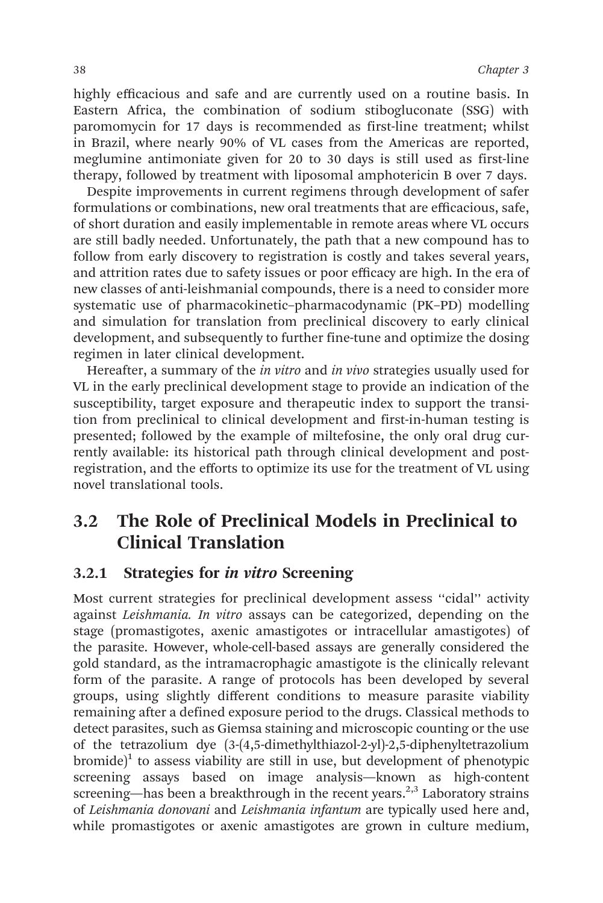highly efficacious and safe and are currently used on a routine basis. In Eastern Africa, the combination of sodium stibogluconate (SSG) with paromomycin for 17 days is recommended as first-line treatment; whilst in Brazil, where nearly 90% of VL cases from the Americas are reported, meglumine antimoniate given for 20 to 30 days is still used as first-line therapy, followed by treatment with liposomal amphotericin B over 7 days.

Despite improvements in current regimens through development of safer formulations or combinations, new oral treatments that are efficacious, safe, of short duration and easily implementable in remote areas where VL occurs are still badly needed. Unfortunately, the path that a new compound has to follow from early discovery to registration is costly and takes several years, and attrition rates due to safety issues or poor efficacy are high. In the era of new classes of anti-leishmanial compounds, there is a need to consider more systematic use of pharmacokinetic–pharmacodynamic (PK–PD) modelling and simulation for translation from preclinical discovery to early clinical development, and subsequently to further fine-tune and optimize the dosing regimen in later clinical development.

Hereafter, a summary of the *in vitro* and *in vivo* strategies usually used for VL in the early preclinical development stage to provide an indication of the susceptibility, target exposure and therapeutic index to support the transition from preclinical to clinical development and first-in-human testing is presented; followed by the example of miltefosine, the only oral drug currently available: its historical path through clinical development and post-registration, and the efforts to optimize its use for the treatment of VL using novel translational tools.

## 3.2 The Role of Preclinical Models in Preclinical to Clinical Translation

### 3.2.1 Strategies for *in vitro* Screening

Most current strategies for preclinical development assess ''cidal'' activity against *Leishmania. In vitro* assays can be categorized, depending on the stage (promastigotes, axenic amastigotes or intracellular amastigotes) of the parasite. However, whole-cell-based assays are generally considered the gold standard, as the intramacrophagic amastigote is the clinically relevant form of the parasite. A range of protocols has been developed by several groups, using slightly different conditions to measure parasite viability remaining after a defined exposure period to the drugs. Classical methods to detect parasites, such as Giemsa staining and microscopic counting or the use of the tetrazolium dye (3-(4,5-dimethylthiazol-2-yl)-2,5-diphenyltetrazolium bromide)[1] to assess viability are still in use, but development of phenotypic screening assays based on image analysis—known as high-content screening—has been a breakthrough in the recent years.[2,3] Laboratory strains of *Leishmania donovani* and *Leishmania infantum* are typically used here and, while promastigotes or axenic amastigotes are grown in culture medium,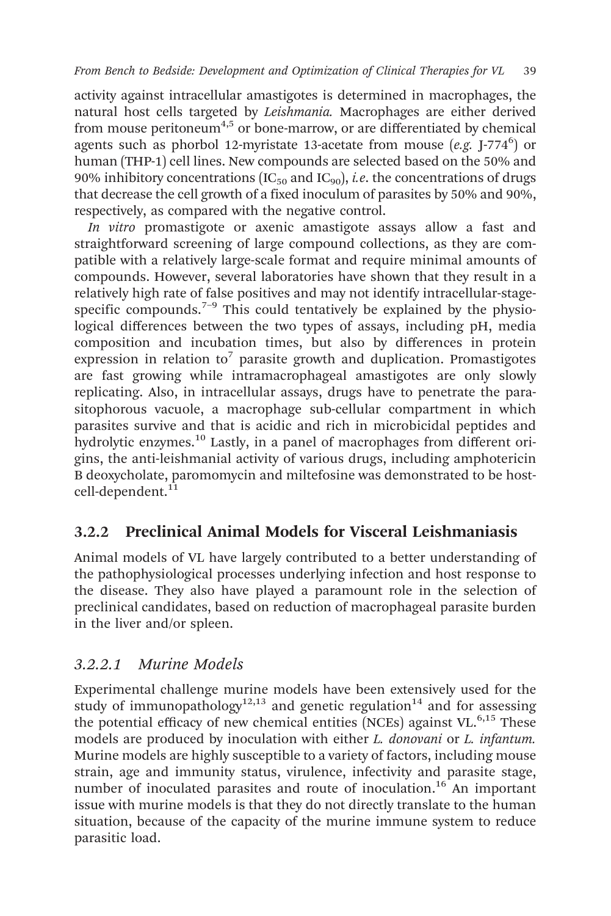activity against intracellular amastigotes is determined in macrophages, the natural host cells targeted by *Leishmania.* Macrophages are either derived from mouse peritoneum[4,5] or bone-marrow, or are differentiated by chemical agents such as phorbol 12-myristate 13-acetate from mouse (*e.g.* J-774[6]) or human (THP-1) cell lines. New compounds are selected based on the 50% and 90% inhibitory concentrations ($IC_{50}$ and $IC_{90}$), *i.e.* the concentrations of drugs that decrease the cell growth of a fixed inoculum of parasites by 50% and 90%, respectively, as compared with the negative control.

*In vitro* promastigote or axenic amastigote assays allow a fast and straightforward screening of large compound collections, as they are compatible with a relatively large-scale format and require minimal amounts of compounds. However, several laboratories have shown that they result in a relatively high rate of false positives and may not identify intracellular-stage-specific compounds.[7–9] This could tentatively be explained by the physiological differences between the two types of assays, including pH, media composition and incubation times, but also by differences in protein expression in relation to[7] parasite growth and duplication. Promastigotes are fast growing while intramacrophageal amastigotes are only slowly replicating. Also, in intracellular assays, drugs have to penetrate the parasitophorous vacuole, a macrophage sub-cellular compartment in which parasites survive and that is acidic and rich in microbicidal peptides and hydrolytic enzymes.[10] Lastly, in a panel of macrophages from different origins, the anti-leishmanial activity of various drugs, including amphotericin B deoxycholate, paromomycin and miltefosine was demonstrated to be host-cell-dependent.[11]

## 3.2.2 Preclinical Animal Models for Visceral Leishmaniasis

Animal models of VL have largely contributed to a better understanding of the pathophysiological processes underlying infection and host response to the disease. They also have played a paramount role in the selection of preclinical candidates, based on reduction of macrophageal parasite burden in the liver and/or spleen.

### 3.2.2.1 Murine Models

Experimental challenge murine models have been extensively used for the study of immunopathology[12,13] and genetic regulation[14] and for assessing the potential efficacy of new chemical entities (NCEs) against VL.[6,15] These models are produced by inoculation with either *L. donovani* or *L. infantum.* Murine models are highly susceptible to a variety of factors, including mouse strain, age and immunity status, virulence, infectivity and parasite stage, number of inoculated parasites and route of inoculation.[16] An important issue with murine models is that they do not directly translate to the human situation, because of the capacity of the murine immune system to reduce parasitic load.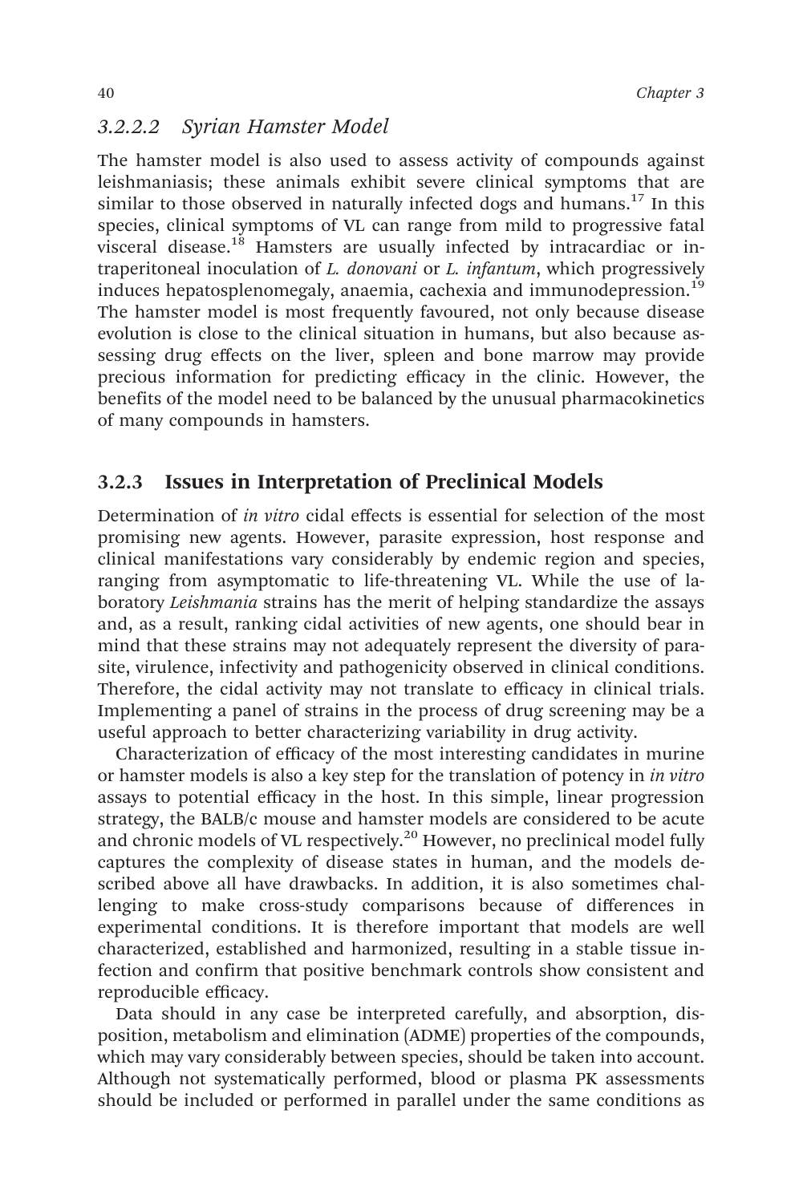#### 3.2.2.2 Syrian Hamster Model

The hamster model is also used to assess activity of compounds against leishmaniasis; these animals exhibit severe clinical symptoms that are similar to those observed in naturally infected dogs and humans.[17] In this species, clinical symptoms of VL can range from mild to progressive fatal visceral disease.[18] Hamsters are usually infected by intracardiac or intraperitoneal inoculation of *L. donovani* or *L. infantum*, which progressively induces hepatosplenomegaly, anaemia, cachexia and immunodepression.[19] The hamster model is most frequently favoured, not only because disease evolution is close to the clinical situation in humans, but also because assessing drug effects on the liver, spleen and bone marrow may provide precious information for predicting efficacy in the clinic. However, the benefits of the model need to be balanced by the unusual pharmacokinetics of many compounds in hamsters.

### 3.2.3 Issues in Interpretation of Preclinical Models

Determination of *in vitro* cidal effects is essential for selection of the most promising new agents. However, parasite expression, host response and clinical manifestations vary considerably by endemic region and species, ranging from asymptomatic to life-threatening VL. While the use of laboratory *Leishmania* strains has the merit of helping standardize the assays and, as a result, ranking cidal activities of new agents, one should bear in mind that these strains may not adequately represent the diversity of parasite, virulence, infectivity and pathogenicity observed in clinical conditions. Therefore, the cidal activity may not translate to efficacy in clinical trials. Implementing a panel of strains in the process of drug screening may be a useful approach to better characterizing variability in drug activity.

Characterization of efficacy of the most interesting candidates in murine or hamster models is also a key step for the translation of potency in *in vitro* assays to potential efficacy in the host. In this simple, linear progression strategy, the BALB/c mouse and hamster models are considered to be acute and chronic models of VL respectively.[20] However, no preclinical model fully captures the complexity of disease states in human, and the models described above all have drawbacks. In addition, it is also sometimes challenging to make cross-study comparisons because of differences in experimental conditions. It is therefore important that models are well characterized, established and harmonized, resulting in a stable tissue infection and confirm that positive benchmark controls show consistent and reproducible efficacy.

Data should in any case be interpreted carefully, and absorption, disposition, metabolism and elimination (ADME) properties of the compounds, which may vary considerably between species, should be taken into account. Although not systematically performed, blood or plasma PK assessments should be included or performed in parallel under the same conditions as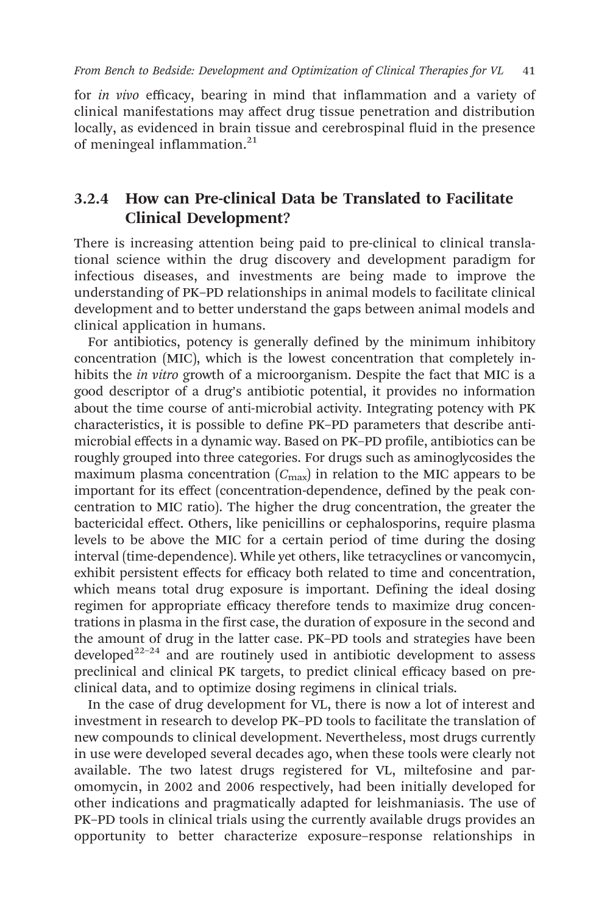for *in vivo* efficacy, bearing in mind that inflammation and a variety of clinical manifestations may affect drug tissue penetration and distribution locally, as evidenced in brain tissue and cerebrospinal fluid in the presence of meningeal inflammation.[21]

### 3.2.4 How can Pre-clinical Data be Translated to Facilitate Clinical Development?

There is increasing attention being paid to pre-clinical to clinical translational science within the drug discovery and development paradigm for infectious diseases, and investments are being made to improve the understanding of PK–PD relationships in animal models to facilitate clinical development and to better understand the gaps between animal models and clinical application in humans.

For antibiotics, potency is generally defined by the minimum inhibitory concentration (MIC), which is the lowest concentration that completely inhibits the *in vitro* growth of a microorganism. Despite the fact that MIC is a good descriptor of a drug's antibiotic potential, it provides no information about the time course of anti-microbial activity. Integrating potency with PK characteristics, it is possible to define PK–PD parameters that describe antimicrobial effects in a dynamic way. Based on PK–PD profile, antibiotics can be roughly grouped into three categories. For drugs such as aminoglycosides the maximum plasma concentration ($C_{max}$) in relation to the MIC appears to be important for its effect (concentration-dependence, defined by the peak concentration to MIC ratio). The higher the drug concentration, the greater the bactericidal effect. Others, like penicillins or cephalosporins, require plasma levels to be above the MIC for a certain period of time during the dosing interval (time-dependence). While yet others, like tetracyclines or vancomycin, exhibit persistent effects for efficacy both related to time and concentration, which means total drug exposure is important. Defining the ideal dosing regimen for appropriate efficacy therefore tends to maximize drug concentrations in plasma in the first case, the duration of exposure in the second and the amount of drug in the latter case. PK–PD tools and strategies have been developed[22–24] and are routinely used in antibiotic development to assess preclinical and clinical PK targets, to predict clinical efficacy based on preclinical data, and to optimize dosing regimens in clinical trials.

In the case of drug development for VL, there is now a lot of interest and investment in research to develop PK–PD tools to facilitate the translation of new compounds to clinical development. Nevertheless, most drugs currently in use were developed several decades ago, when these tools were clearly not available. The two latest drugs registered for VL, miltefosine and paromomycin, in 2002 and 2006 respectively, had been initially developed for other indications and pragmatically adapted for leishmaniasis. The use of PK–PD tools in clinical trials using the currently available drugs provides an opportunity to better characterize exposure–response relationships in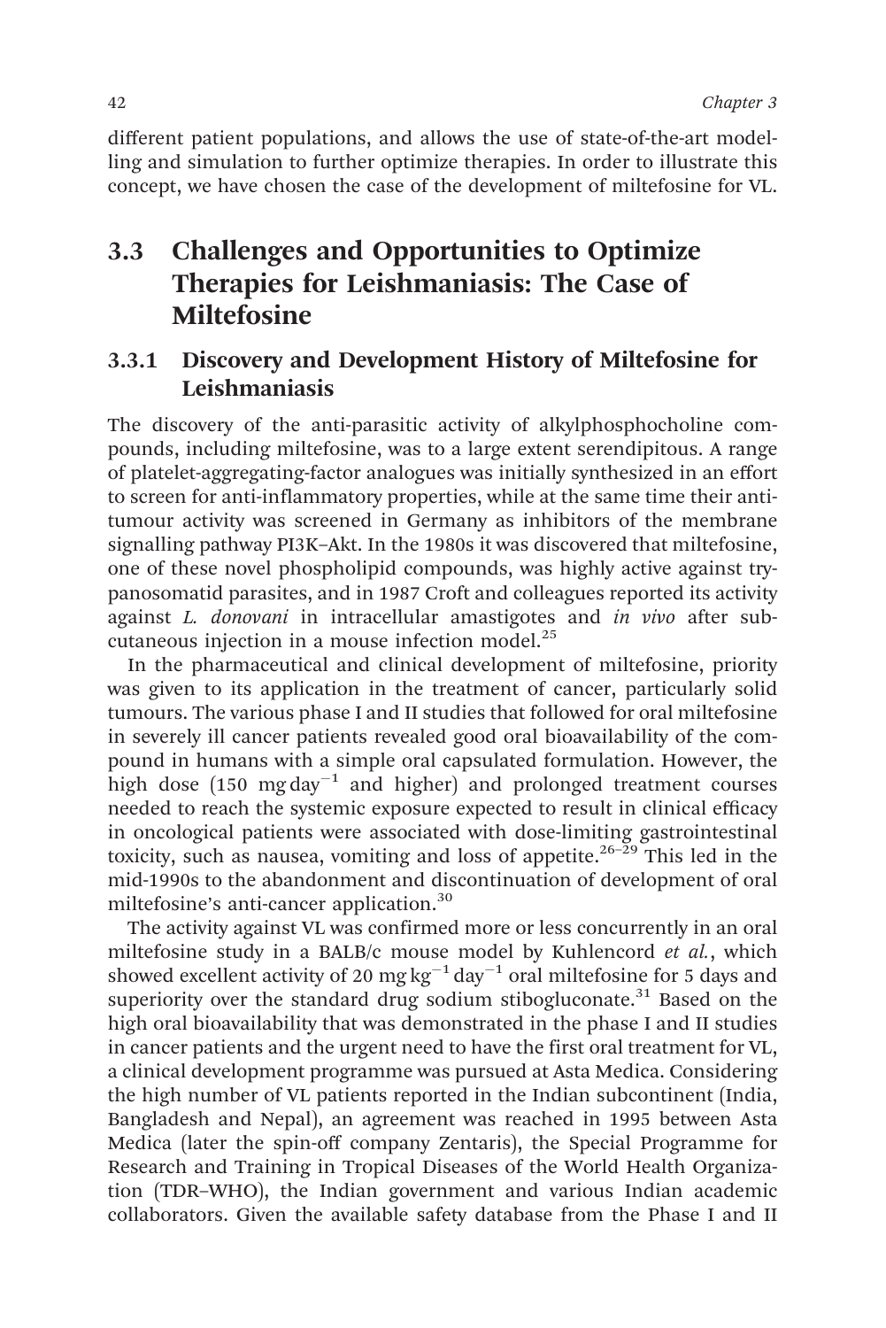different patient populations, and allows the use of state-of-the-art modelling and simulation to further optimize therapies. In order to illustrate this concept, we have chosen the case of the development of miltefosine for VL.

## 3.3 Challenges and Opportunities to Optimize Therapies for Leishmaniasis: The Case of Miltefosine

### 3.3.1 Discovery and Development History of Miltefosine for Leishmaniasis

The discovery of the anti-parasitic activity of alkylphosphocholine compounds, including miltefosine, was to a large extent serendipitous. A range of platelet-aggregating-factor analogues was initially synthesized in an effort to screen for anti-inflammatory properties, while at the same time their anti-tumour activity was screened in Germany as inhibitors of the membrane signalling pathway PI3K–Akt. In the 1980s it was discovered that miltefosine, one of these novel phospholipid compounds, was highly active against trypanosomatid parasites, and in 1987 Croft and colleagues reported its activity against *L. donovani* in intracellular amastigotes and *in vivo* after subcutaneous injection in a mouse infection model.[25]

In the pharmaceutical and clinical development of miltefosine, priority was given to its application in the treatment of cancer, particularly solid tumours. The various phase I and II studies that followed for oral miltefosine in severely ill cancer patients revealed good oral bioavailability of the compound in humans with a simple oral capsulated formulation. However, the high dose (150 mg $day^{-1}$ and higher) and prolonged treatment courses needed to reach the systemic exposure expected to result in clinical efficacy in oncological patients were associated with dose-limiting gastrointestinal toxicity, such as nausea, vomiting and loss of appetite.[26–29] This led in the mid-1990s to the abandonment and discontinuation of development of oral miltefosine's anti-cancer application.[30]

The activity against VL was confirmed more or less concurrently in an oral miltefosine study in a BALB/c mouse model by Kuhlencord *et al.*, which showed excellent activity of 20 mg $kg^{-1}$ $day^{-1}$ oral miltefosine for 5 days and superiority over the standard drug sodium stibogluconate.[31] Based on the high oral bioavailability that was demonstrated in the phase I and II studies in cancer patients and the urgent need to have the first oral treatment for VL, a clinical development programme was pursued at Asta Medica. Considering the high number of VL patients reported in the Indian subcontinent (India, Bangladesh and Nepal), an agreement was reached in 1995 between Asta Medica (later the spin-off company Zentaris), the Special Programme for Research and Training in Tropical Diseases of the World Health Organization (TDR–WHO), the Indian government and various Indian academic collaborators. Given the available safety database from the Phase I and II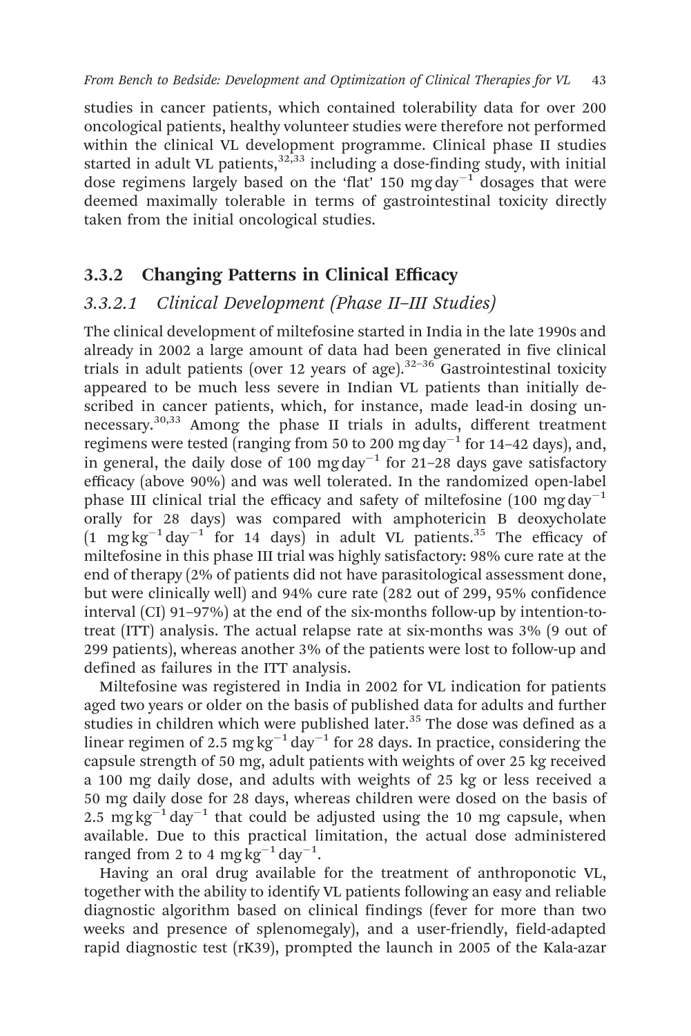studies in cancer patients, which contained tolerability data for over 200 oncological patients, healthy volunteer studies were therefore not performed within the clinical VL development programme. Clinical phase II studies started in adult VL patients,[32,33] including a dose-finding study, with initial dose regimens largely based on the 'flat' 150 mg $day^{-1}$ dosages that were deemed maximally tolerable in terms of gastrointestinal toxicity directly taken from the initial oncological studies.

### 3.3.2 Changing Patterns in Clinical Efficacy

#### 3.3.2.1 *Clinical Development (Phase II–III Studies)*

The clinical development of miltefosine started in India in the late 1990s and already in 2002 a large amount of data had been generated in five clinical trials in adult patients (over 12 years of age).[32–36] Gastrointestinal toxicity appeared to be much less severe in Indian VL patients than initially described in cancer patients, which, for instance, made lead-in dosing unnecessary.[30,33] Among the phase II trials in adults, different treatment regimens were tested (ranging from 50 to 200 mg $day^{-1}$ for 14–42 days), and, in general, the daily dose of 100 mg $day^{-1}$ for 21–28 days gave satisfactory efficacy (above 90%) and was well tolerated. In the randomized open-label phase III clinical trial the efficacy and safety of miltefosine (100 mg $day^{-1}$ orally for 28 days) was compared with amphotericin B deoxycholate (1 mg $kg^{-1}$ $day^{-1}$ for 14 days) in adult VL patients.[35] The efficacy of miltefosine in this phase III trial was highly satisfactory: 98% cure rate at the end of therapy (2% of patients did not have parasitological assessment done, but were clinically well) and 94% cure rate (282 out of 299, 95% confidence interval (CI) 91–97%) at the end of the six-months follow-up by intention-to-treat (ITT) analysis. The actual relapse rate at six-months was 3% (9 out of 299 patients), whereas another 3% of the patients were lost to follow-up and defined as failures in the ITT analysis.

Miltefosine was registered in India in 2002 for VL indication for patients aged two years or older on the basis of published data for adults and further studies in children which were published later.[35] The dose was defined as a linear regimen of 2.5 mg $kg^{-1}$ $day^{-1}$ for 28 days. In practice, considering the capsule strength of 50 mg, adult patients with weights of over 25 kg received a 100 mg daily dose, and adults with weights of 25 kg or less received a 50 mg daily dose for 28 days, whereas children were dosed on the basis of 2.5 mg $kg^{-1}$ $day^{-1}$ that could be adjusted using the 10 mg capsule, when available. Due to this practical limitation, the actual dose administered ranged from 2 to 4 mg $kg^{-1}$ $day^{-1}$.

Having an oral drug available for the treatment of anthroponotic VL, together with the ability to identify VL patients following an easy and reliable diagnostic algorithm based on clinical findings (fever for more than two weeks and presence of splenomegaly), and a user-friendly, field-adapted rapid diagnostic test (rK39), prompted the launch in 2005 of the Kala-azar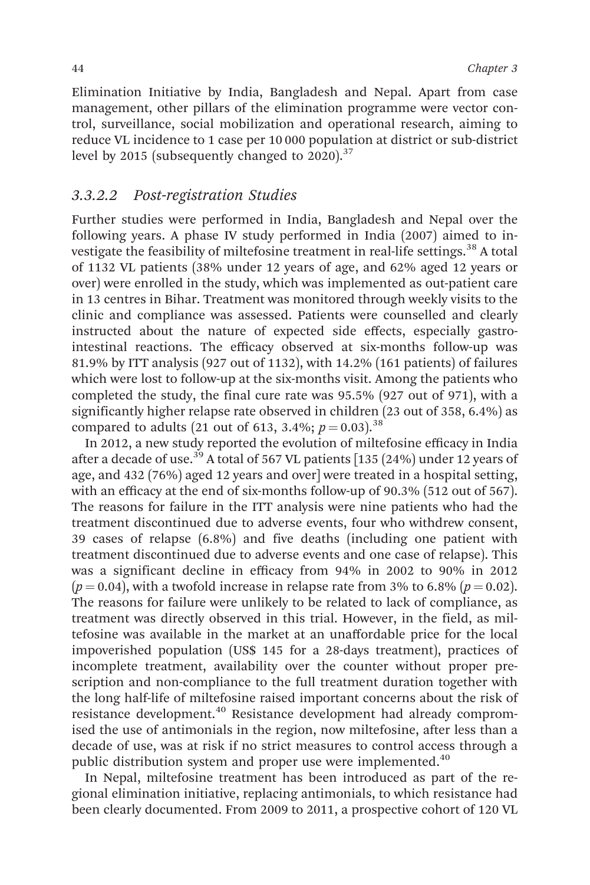Elimination Initiative by India, Bangladesh and Nepal. Apart from case management, other pillars of the elimination programme were vector control, surveillance, social mobilization and operational research, aiming to reduce VL incidence to 1 case per 10 000 population at district or sub-district level by 2015 (subsequently changed to 2020).[37]

### 3.3.2.2 Post-registration Studies

Further studies were performed in India, Bangladesh and Nepal over the following years. A phase IV study performed in India (2007) aimed to investigate the feasibility of miltefosine treatment in real-life settings.[38] A total of 1132 VL patients (38% under 12 years of age, and 62% aged 12 years or over) were enrolled in the study, which was implemented as out-patient care in 13 centres in Bihar. Treatment was monitored through weekly visits to the clinic and compliance was assessed. Patients were counselled and clearly instructed about the nature of expected side effects, especially gastrointestinal reactions. The efficacy observed at six-months follow-up was 81.9% by ITT analysis (927 out of 1132), with 14.2% (161 patients) of failures which were lost to follow-up at the six-months visit. Among the patients who completed the study, the final cure rate was 95.5% (927 out of 971), with a significantly higher relapse rate observed in children (23 out of 358, 6.4%) as compared to adults (21 out of 613, 3.4%; $p = 0.03$).[38]

In 2012, a new study reported the evolution of miltefosine efficacy in India after a decade of use.[39] A total of 567 VL patients [135 (24%) under 12 years of age, and 432 (76%) aged 12 years and over] were treated in a hospital setting, with an efficacy at the end of six-months follow-up of 90.3% (512 out of 567). The reasons for failure in the ITT analysis were nine patients who had the treatment discontinued due to adverse events, four who withdrew consent, 39 cases of relapse (6.8%) and five deaths (including one patient with treatment discontinued due to adverse events and one case of relapse). This was a significant decline in efficacy from 94% in 2002 to 90% in 2012 ($p = 0.04$), with a twofold increase in relapse rate from 3% to 6.8% ($p = 0.02$). The reasons for failure were unlikely to be related to lack of compliance, as treatment was directly observed in this trial. However, in the field, as miltefosine was available in the market at an unaffordable price for the local impoverished population (US$ 145 for a 28-days treatment), practices of incomplete treatment, availability over the counter without proper prescription and non-compliance to the full treatment duration together with the long half-life of miltefosine raised important concerns about the risk of resistance development.[40] Resistance development had already compromised the use of antimonials in the region, now miltefosine, after less than a decade of use, was at risk if no strict measures to control access through a public distribution system and proper use were implemented.[40]

In Nepal, miltefosine treatment has been introduced as part of the regional elimination initiative, replacing antimonials, to which resistance had been clearly documented. From 2009 to 2011, a prospective cohort of 120 VL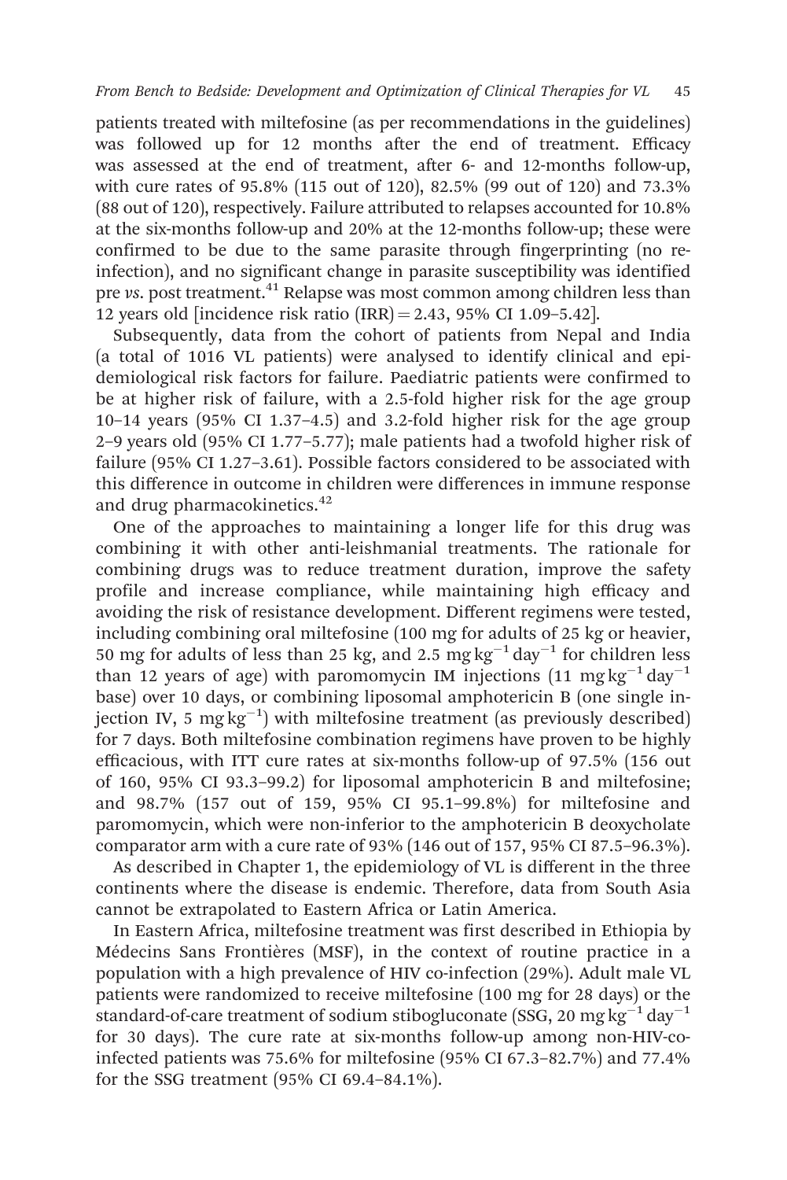patients treated with miltefosine (as per recommendations in the guidelines) was followed up for 12 months after the end of treatment. Efficacy was assessed at the end of treatment, after 6- and 12-months follow-up, with cure rates of 95.8% (115 out of 120), 82.5% (99 out of 120) and 73.3% (88 out of 120), respectively. Failure attributed to relapses accounted for 10.8% at the six-months follow-up and 20% at the 12-months follow-up; these were confirmed to be due to the same parasite through fingerprinting (no re-infection), and no significant change in parasite susceptibility was identified pre *vs.* post treatment.[41] Relapse was most common among children less than 12 years old [incidence risk ratio (IRR) = 2.43, 95% CI 1.09–5.42].

Subsequently, data from the cohort of patients from Nepal and India (a total of 1016 VL patients) were analysed to identify clinical and epidemiological risk factors for failure. Paediatric patients were confirmed to be at higher risk of failure, with a 2.5-fold higher risk for the age group 10–14 years (95% CI 1.37–4.5) and 3.2-fold higher risk for the age group 2–9 years old (95% CI 1.77–5.77); male patients had a twofold higher risk of failure (95% CI 1.27–3.61). Possible factors considered to be associated with this difference in outcome in children were differences in immune response and drug pharmacokinetics.[42]

One of the approaches to maintaining a longer life for this drug was combining it with other anti-leishmanial treatments. The rationale for combining drugs was to reduce treatment duration, improve the safety profile and increase compliance, while maintaining high efficacy and avoiding the risk of resistance development. Different regimens were tested, including combining oral miltefosine (100 mg for adults of 25 kg or heavier, 50 mg for adults of less than 25 kg, and 2.5 $mg\,kg^{-1}\,day^{-1}$ for children less than 12 years of age) with paromomycin IM injections (11 $mg\,kg^{-1}\,day^{-1}$ base) over 10 days, or combining liposomal amphotericin B (one single injection IV, 5 $mg\,kg^{-1}$) with miltefosine treatment (as previously described) for 7 days. Both miltefosine combination regimens have proven to be highly efficacious, with ITT cure rates at six-months follow-up of 97.5% (156 out of 160, 95% CI 93.3–99.2) for liposomal amphotericin B and miltefosine; and 98.7% (157 out of 159, 95% CI 95.1–99.8%) for miltefosine and paromomycin, which were non-inferior to the amphotericin B deoxycholate comparator arm with a cure rate of 93% (146 out of 157, 95% CI 87.5–96.3%).

As described in Chapter 1, the epidemiology of VL is different in the three continents where the disease is endemic. Therefore, data from South Asia cannot be extrapolated to Eastern Africa or Latin America.

In Eastern Africa, miltefosine treatment was first described in Ethiopia by Médecins Sans Frontières (MSF), in the context of routine practice in a population with a high prevalence of HIV co-infection (29%). Adult male VL patients were randomized to receive miltefosine (100 mg for 28 days) or the standard-of-care treatment of sodium stibogluconate (SSG, 20 $mg\,kg^{-1}\,day^{-1}$ for 30 days). The cure rate at six-months follow-up among non-HIV-co-infected patients was 75.6% for miltefosine (95% CI 67.3–82.7%) and 77.4% for the SSG treatment (95% CI 69.4–84.1%).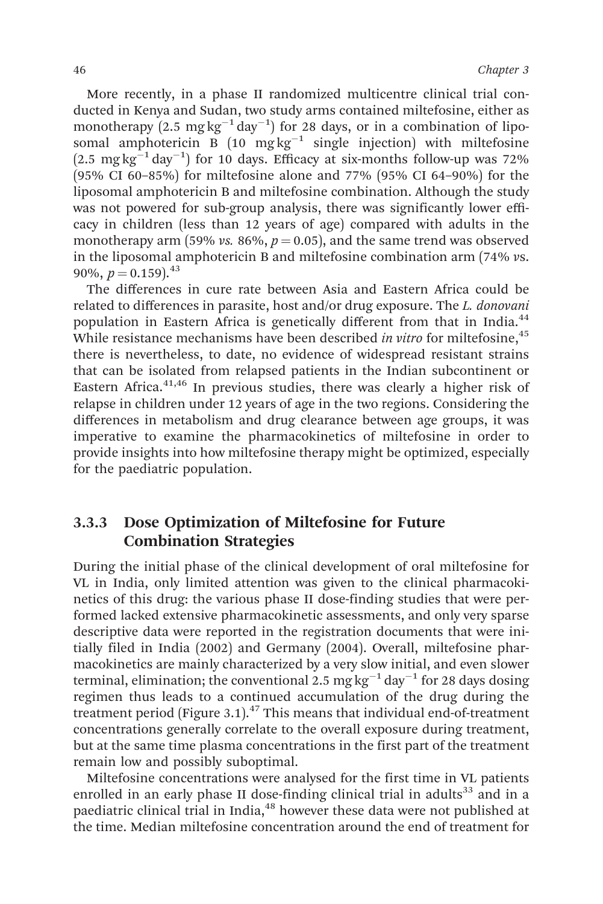More recently, in a phase II randomized multicentre clinical trial conducted in Kenya and Sudan, two study arms contained miltefosine, either as monotherapy (2.5 $mg\,kg^{-1}\,day^{-1}$) for 28 days, or in a combination of liposomal amphotericin B (10 $mg\,kg^{-1}$ single injection) with miltefosine (2.5 $mg\,kg^{-1}\,day^{-1}$) for 10 days. Efficacy at six-months follow-up was 72% (95% CI 60–85%) for miltefosine alone and 77% (95% CI 64–90%) for the liposomal amphotericin B and miltefosine combination. Although the study was not powered for sub-group analysis, there was significantly lower efficacy in children (less than 12 years of age) compared with adults in the monotherapy arm (59% *vs.* 86%, $p = 0.05$), and the same trend was observed in the liposomal amphotericin B and miltefosine combination arm (74% *vs.* 90%, $p = 0.159$).[43]

The differences in cure rate between Asia and Eastern Africa could be related to differences in parasite, host and/or drug exposure. The *L. donovani* population in Eastern Africa is genetically different from that in India.[44] While resistance mechanisms have been described *in vitro* for miltefosine,[45] there is nevertheless, to date, no evidence of widespread resistant strains that can be isolated from relapsed patients in the Indian subcontinent or Eastern Africa.[41,46] In previous studies, there was clearly a higher risk of relapse in children under 12 years of age in the two regions. Considering the differences in metabolism and drug clearance between age groups, it was imperative to examine the pharmacokinetics of miltefosine in order to provide insights into how miltefosine therapy might be optimized, especially for the paediatric population.

### 3.3.3 Dose Optimization of Miltefosine for Future Combination Strategies

During the initial phase of the clinical development of oral miltefosine for VL in India, only limited attention was given to the clinical pharmacokinetics of this drug: the various phase II dose-finding studies that were performed lacked extensive pharmacokinetic assessments, and only very sparse descriptive data were reported in the registration documents that were initially filed in India (2002) and Germany (2004). Overall, miltefosine pharmacokinetics are mainly characterized by a very slow initial, and even slower terminal, elimination; the conventional 2.5 $mg\,kg^{-1}\,day^{-1}$ for 28 days dosing regimen thus leads to a continued accumulation of the drug during the treatment period (Figure 3.1).[47] This means that individual end-of-treatment concentrations generally correlate to the overall exposure during treatment, but at the same time plasma concentrations in the first part of the treatment remain low and possibly suboptimal.

Miltefosine concentrations were analysed for the first time in VL patients enrolled in an early phase II dose-finding clinical trial in adults[33] and in a paediatric clinical trial in India,[48] however these data were not published at the time. Median miltefosine concentration around the end of treatment for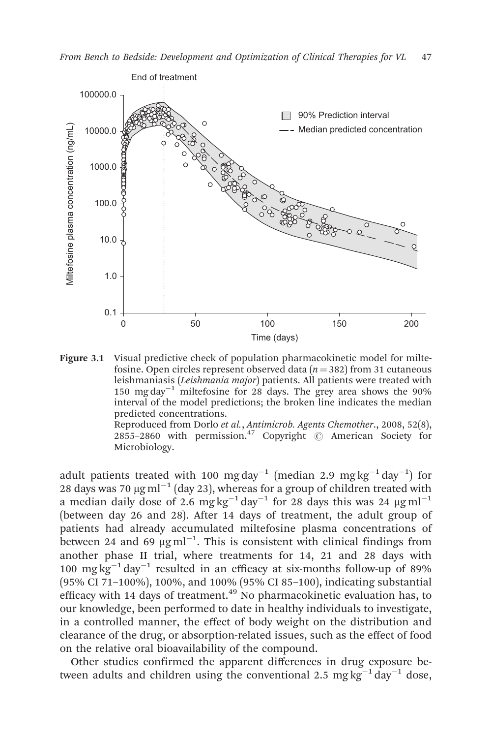**Figure 3.1** Visual predictive check of population pharmacokinetic model for miltefosine. Open circles represent observed data ($n = 382$) from 31 cutaneous leishmaniasis (*Leishmania major*) patients. All patients were treated with 150 mg day$^{-1}$ miltefosine for 28 days. The grey area shows the 90% interval of the model predictions; the broken line indicates the median predicted concentrations.
Reproduced from Dorlo *et al.*, *Antimicrob. Agents Chemother.*, 2008, 52(8), 2855–2860 with permission.[47] Copyright © American Society for Microbiology.

adult patients treated with 100 mg day$^{-1}$ (median 2.9 mg kg$^{-1}$ day$^{-1}$) for 28 days was 70 μg ml$^{-1}$ (day 23), whereas for a group of children treated with a median daily dose of 2.6 mg kg$^{-1}$ day$^{-1}$ for 28 days this was 24 μg ml$^{-1}$ (between day 26 and 28). After 14 days of treatment, the adult group of patients had already accumulated miltefosine plasma concentrations of between 24 and 69 μg ml$^{-1}$. This is consistent with clinical findings from another phase II trial, where treatments for 14, 21 and 28 days with 100 mg kg$^{-1}$ day$^{-1}$ resulted in an efficacy at six-months follow-up of 89% (95% CI 71–100%), 100%, and 100% (95% CI 85–100), indicating substantial efficacy with 14 days of treatment.[49] No pharmacokinetic evaluation has, to our knowledge, been performed to date in healthy individuals to investigate, in a controlled manner, the effect of body weight on the distribution and clearance of the drug, or absorption-related issues, such as the effect of food on the relative oral bioavailability of the compound.

Other studies confirmed the apparent differences in drug exposure between adults and children using the conventional 2.5 mg kg$^{-1}$ day$^{-1}$ dose,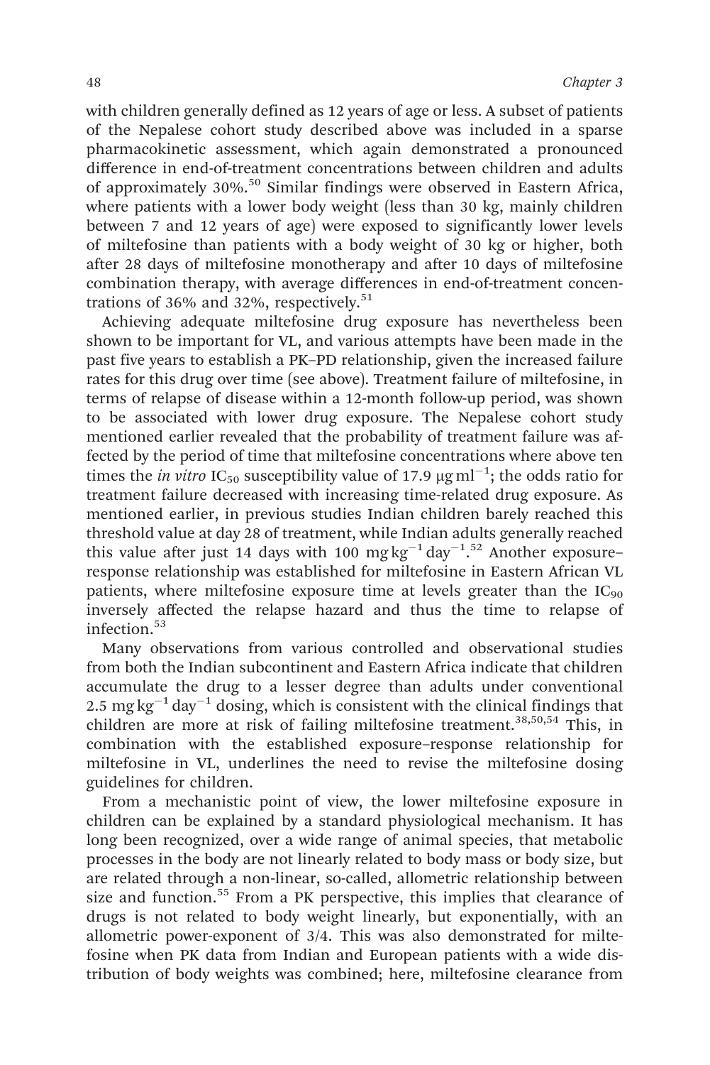with children generally defined as 12 years of age or less. A subset of patients of the Nepalese cohort study described above was included in a sparse pharmacokinetic assessment, which again demonstrated a pronounced difference in end-of-treatment concentrations between children and adults of approximately 30%.[50] Similar findings were observed in Eastern Africa, where patients with a lower body weight (less than 30 kg, mainly children between 7 and 12 years of age) were exposed to significantly lower levels of miltefosine than patients with a body weight of 30 kg or higher, both after 28 days of miltefosine monotherapy and after 10 days of miltefosine combination therapy, with average differences in end-of-treatment concentrations of 36% and 32%, respectively.[51]

Achieving adequate miltefosine drug exposure has nevertheless been shown to be important for VL, and various attempts have been made in the past five years to establish a PK–PD relationship, given the increased failure rates for this drug over time (see above). Treatment failure of miltefosine, in terms of relapse of disease within a 12-month follow-up period, was shown to be associated with lower drug exposure. The Nepalese cohort study mentioned earlier revealed that the probability of treatment failure was affected by the period of time that miltefosine concentrations where above ten times the *in vitro* $IC_{50}$ susceptibility value of 17.9 $\mu g\,ml^{-1}$; the odds ratio for treatment failure decreased with increasing time-related drug exposure. As mentioned earlier, in previous studies Indian children barely reached this threshold value at day 28 of treatment, while Indian adults generally reached this value after just 14 days with 100 $mg\,kg^{-1}\,day^{-1}$.[52] Another exposure–response relationship was established for miltefosine in Eastern African VL patients, where miltefosine exposure time at levels greater than the $IC_{90}$ inversely affected the relapse hazard and thus the time to relapse of infection.[53]

Many observations from various controlled and observational studies from both the Indian subcontinent and Eastern Africa indicate that children accumulate the drug to a lesser degree than adults under conventional 2.5 $mg\,kg^{-1}\,day^{-1}$ dosing, which is consistent with the clinical findings that children are more at risk of failing miltefosine treatment.[38,50,54] This, in combination with the established exposure–response relationship for miltefosine in VL, underlines the need to revise the miltefosine dosing guidelines for children.

From a mechanistic point of view, the lower miltefosine exposure in children can be explained by a standard physiological mechanism. It has long been recognized, over a wide range of animal species, that metabolic processes in the body are not linearly related to body mass or body size, but are related through a non-linear, so-called, allometric relationship between size and function.[55] From a PK perspective, this implies that clearance of drugs is not related to body weight linearly, but exponentially, with an allometric power-exponent of 3/4. This was also demonstrated for miltefosine when PK data from Indian and European patients with a wide distribution of body weights was combined; here, miltefosine clearance from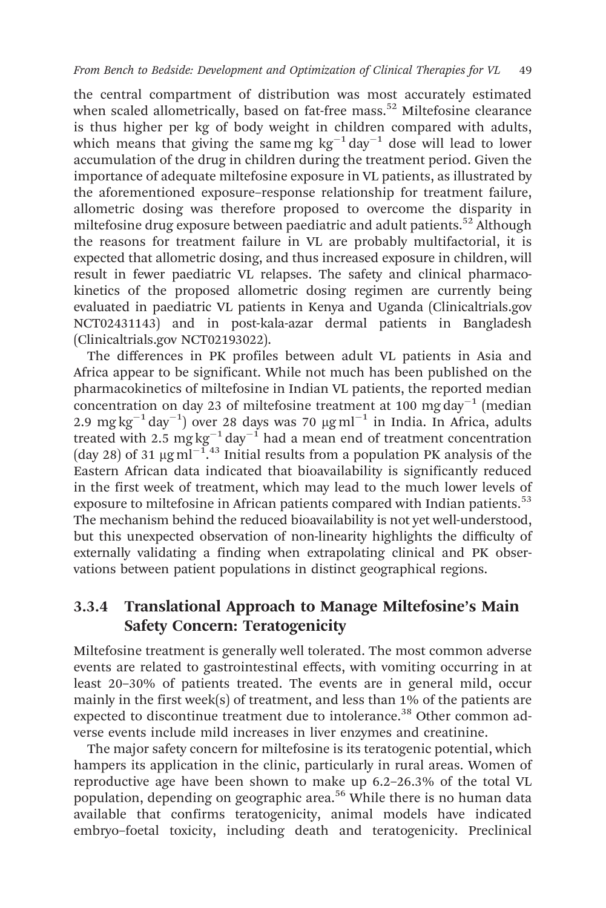the central compartment of distribution was most accurately estimated when scaled allometrically, based on fat-free mass.[52] Miltefosine clearance is thus higher per kg of body weight in children compared with adults, which means that giving the same mg $kg^{-1}$ $day^{-1}$ dose will lead to lower accumulation of the drug in children during the treatment period. Given the importance of adequate miltefosine exposure in VL patients, as illustrated by the aforementioned exposure–response relationship for treatment failure, allometric dosing was therefore proposed to overcome the disparity in miltefosine drug exposure between paediatric and adult patients.[52] Although the reasons for treatment failure in VL are probably multifactorial, it is expected that allometric dosing, and thus increased exposure in children, will result in fewer paediatric VL relapses. The safety and clinical pharmacokinetics of the proposed allometric dosing regimen are currently being evaluated in paediatric VL patients in Kenya and Uganda (Clinicaltrials.gov NCT02431143) and in post-kala-azar dermal patients in Bangladesh (Clinicaltrials.gov NCT02193022).

The differences in PK profiles between adult VL patients in Asia and Africa appear to be significant. While not much has been published on the pharmacokinetics of miltefosine in Indian VL patients, the reported median concentration on day 23 of miltefosine treatment at 100 mg $day^{-1}$ (median 2.9 mg $kg^{-1}$ $day^{-1}$) over 28 days was 70 μg $ml^{-1}$ in India. In Africa, adults treated with 2.5 mg $kg^{-1}$ $day^{-1}$ had a mean end of treatment concentration (day 28) of 31 μg $ml^{-1}$.[43] Initial results from a population PK analysis of the Eastern African data indicated that bioavailability is significantly reduced in the first week of treatment, which may lead to the much lower levels of exposure to miltefosine in African patients compared with Indian patients.[53] The mechanism behind the reduced bioavailability is not yet well-understood, but this unexpected observation of non-linearity highlights the difficulty of externally validating a finding when extrapolating clinical and PK observations between patient populations in distinct geographical regions.

### 3.3.4 Translational Approach to Manage Miltefosine's Main Safety Concern: Teratogenicity

Miltefosine treatment is generally well tolerated. The most common adverse events are related to gastrointestinal effects, with vomiting occurring in at least 20–30% of patients treated. The events are in general mild, occur mainly in the first week(s) of treatment, and less than 1% of the patients are expected to discontinue treatment due to intolerance.[38] Other common adverse events include mild increases in liver enzymes and creatinine.

The major safety concern for miltefosine is its teratogenic potential, which hampers its application in the clinic, particularly in rural areas. Women of reproductive age have been shown to make up 6.2–26.3% of the total VL population, depending on geographic area.[56] While there is no human data available that confirms teratogenicity, animal models have indicated embryo–foetal toxicity, including death and teratogenicity. Preclinical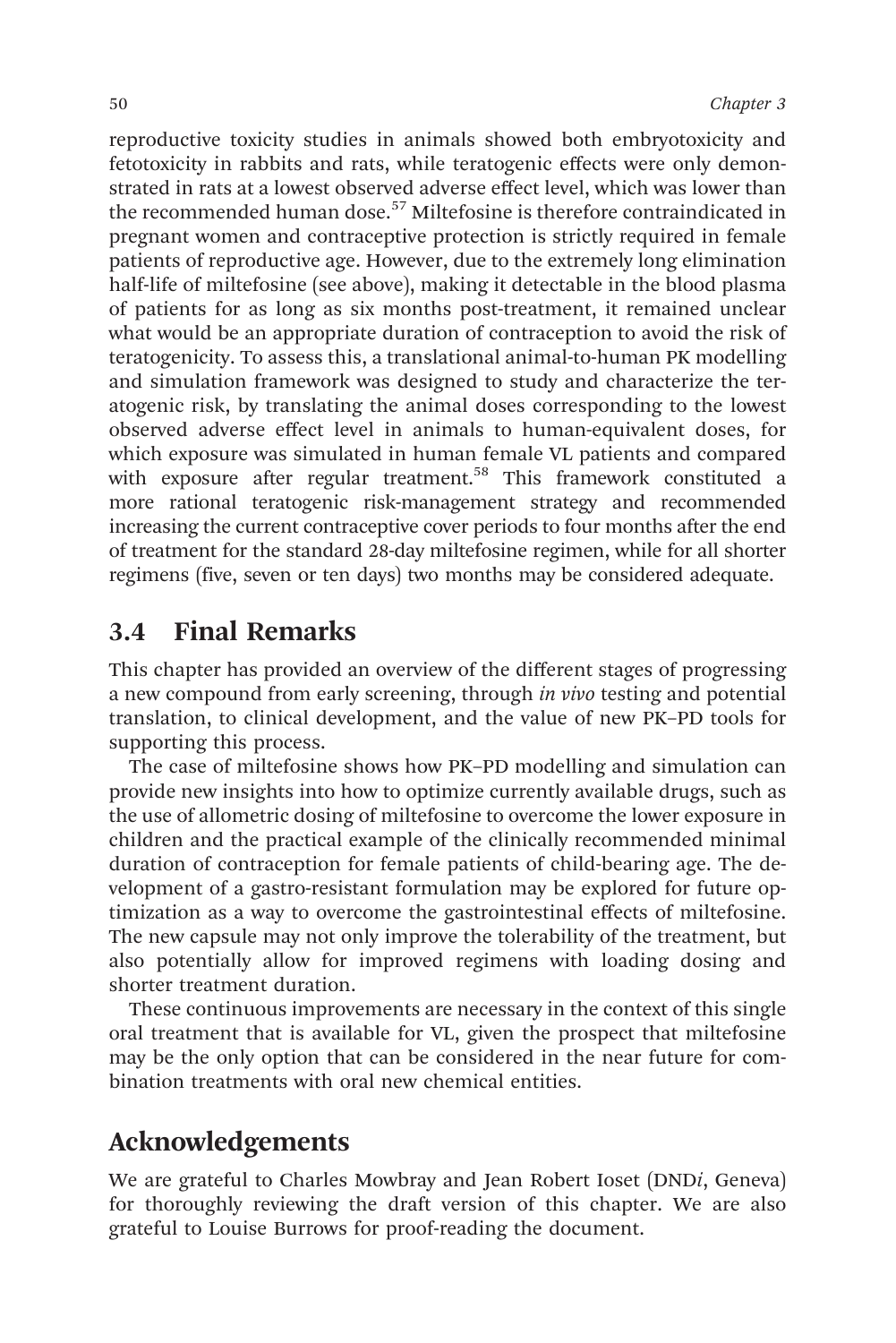reproductive toxicity studies in animals showed both embryotoxicity and fetotoxicity in rabbits and rats, while teratogenic effects were only demonstrated in rats at a lowest observed adverse effect level, which was lower than the recommended human dose.[57] Miltefosine is therefore contraindicated in pregnant women and contraceptive protection is strictly required in female patients of reproductive age. However, due to the extremely long elimination half-life of miltefosine (see above), making it detectable in the blood plasma of patients for as long as six months post-treatment, it remained unclear what would be an appropriate duration of contraception to avoid the risk of teratogenicity. To assess this, a translational animal-to-human PK modelling and simulation framework was designed to study and characterize the teratogenic risk, by translating the animal doses corresponding to the lowest observed adverse effect level in animals to human-equivalent doses, for which exposure was simulated in human female VL patients and compared with exposure after regular treatment.[58] This framework constituted a more rational teratogenic risk-management strategy and recommended increasing the current contraceptive cover periods to four months after the end of treatment for the standard 28-day miltefosine regimen, while for all shorter regimens (five, seven or ten days) two months may be considered adequate.

## 3.4 Final Remarks

This chapter has provided an overview of the different stages of progressing a new compound from early screening, through *in vivo* testing and potential translation, to clinical development, and the value of new PK–PD tools for supporting this process.

The case of miltefosine shows how PK–PD modelling and simulation can provide new insights into how to optimize currently available drugs, such as the use of allometric dosing of miltefosine to overcome the lower exposure in children and the practical example of the clinically recommended minimal duration of contraception for female patients of child-bearing age. The development of a gastro-resistant formulation may be explored for future optimization as a way to overcome the gastrointestinal effects of miltefosine. The new capsule may not only improve the tolerability of the treatment, but also potentially allow for improved regimens with loading dosing and shorter treatment duration.

These continuous improvements are necessary in the context of this single oral treatment that is available for VL, given the prospect that miltefosine may be the only option that can be considered in the near future for combination treatments with oral new chemical entities.

## Acknowledgements

We are grateful to Charles Mowbray and Jean Robert Ioset (DND*i*, Geneva) for thoroughly reviewing the draft version of this chapter. We are also grateful to Louise Burrows for proof-reading the document.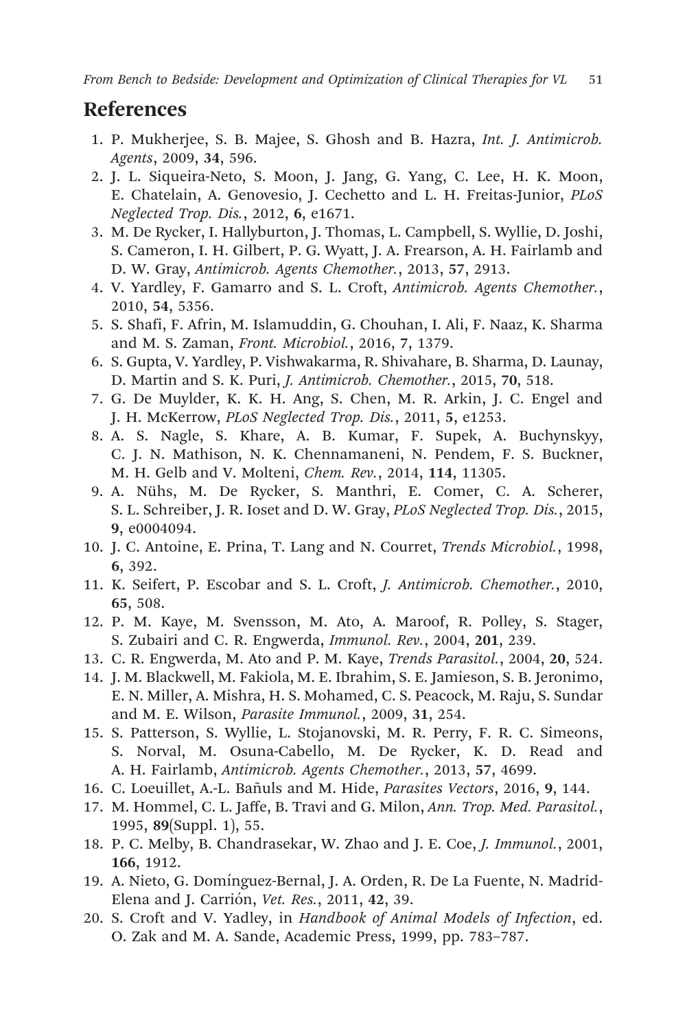## References

1. P. Mukherjee, S. B. Majee, S. Ghosh and B. Hazra, *Int. J. Antimicrob. Agents*, 2009, **34**, 596.
2. J. L. Siqueira-Neto, S. Moon, J. Jang, G. Yang, C. Lee, H. K. Moon, E. Chatelain, A. Genovesio, J. Cechetto and L. H. Freitas-Junior, *PLoS Neglected Trop. Dis.*, 2012, **6**, e1671.
3. M. De Rycker, I. Hallyburton, J. Thomas, L. Campbell, S. Wyllie, D. Joshi, S. Cameron, I. H. Gilbert, P. G. Wyatt, J. A. Frearson, A. H. Fairlamb and D. W. Gray, *Antimicrob. Agents Chemother.*, 2013, **57**, 2913.
4. V. Yardley, F. Gamarro and S. L. Croft, *Antimicrob. Agents Chemother.*, 2010, **54**, 5356.
5. S. Shafi, F. Afrin, M. Islamuddin, G. Chouhan, I. Ali, F. Naaz, K. Sharma and M. S. Zaman, *Front. Microbiol.*, 2016, **7**, 1379.
6. S. Gupta, V. Yardley, P. Vishwakarma, R. Shivahare, B. Sharma, D. Launay, D. Martin and S. K. Puri, *J. Antimicrob. Chemother.*, 2015, **70**, 518.
7. G. De Muylder, K. K. H. Ang, S. Chen, M. R. Arkin, J. C. Engel and J. H. McKerrow, *PLoS Neglected Trop. Dis.*, 2011, **5**, e1253.
8. A. S. Nagle, S. Khare, A. B. Kumar, F. Supek, A. Buchynskyy, C. J. N. Mathison, N. K. Chennamaneni, N. Pendem, F. S. Buckner, M. H. Gelb and V. Molteni, *Chem. Rev.*, 2014, **114**, 11305.
9. A. Nühs, M. De Rycker, S. Manthri, E. Comer, C. A. Scherer, S. L. Schreiber, J. R. Ioset and D. W. Gray, *PLoS Neglected Trop. Dis.*, 2015, **9**, e0004094.
10. J. C. Antoine, E. Prina, T. Lang and N. Courret, *Trends Microbiol.*, 1998, **6**, 392.
11. K. Seifert, P. Escobar and S. L. Croft, *J. Antimicrob. Chemother.*, 2010, **65**, 508.
12. P. M. Kaye, M. Svensson, M. Ato, A. Maroof, R. Polley, S. Stager, S. Zubairi and C. R. Engwerda, *Immunol. Rev.*, 2004, **201**, 239.
13. C. R. Engwerda, M. Ato and P. M. Kaye, *Trends Parasitol.*, 2004, **20**, 524.
14. J. M. Blackwell, M. Fakiola, M. E. Ibrahim, S. E. Jamieson, S. B. Jeronimo, E. N. Miller, A. Mishra, H. S. Mohamed, C. S. Peacock, M. Raju, S. Sundar and M. E. Wilson, *Parasite Immunol.*, 2009, **31**, 254.
15. S. Patterson, S. Wyllie, L. Stojanovski, M. R. Perry, F. R. C. Simeons, S. Norval, M. Osuna-Cabello, M. De Rycker, K. D. Read and A. H. Fairlamb, *Antimicrob. Agents Chemother.*, 2013, **57**, 4699.
16. C. Loeuillet, A.-L. Bañuls and M. Hide, *Parasites Vectors*, 2016, **9**, 144.
17. M. Hommel, C. L. Jaffe, B. Travi and G. Milon, *Ann. Trop. Med. Parasitol.*, 1995, **89**(Suppl. 1), 55.
18. P. C. Melby, B. Chandrasekar, W. Zhao and J. E. Coe, *J. Immunol.*, 2001, **166**, 1912.
19. A. Nieto, G. Domínguez-Bernal, J. A. Orden, R. De La Fuente, N. Madrid-Elena and J. Carrión, *Vet. Res.*, 2011, **42**, 39.
20. S. Croft and V. Yadley, in *Handbook of Animal Models of Infection*, ed. O. Zak and M. A. Sande, Academic Press, 1999, pp. 783–787.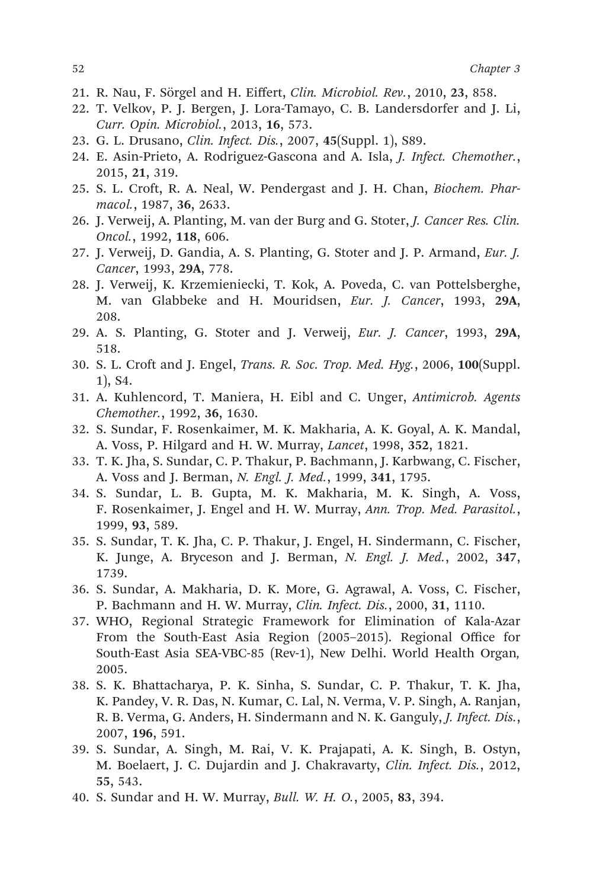21. R. Nau, F. Sörgel and H. Eiffert, *Clin. Microbiol. Rev.*, 2010, **23**, 858.
22. T. Velkov, P. J. Bergen, J. Lora-Tamayo, C. B. Landersdorfer and J. Li, *Curr. Opin. Microbiol.*, 2013, **16**, 573.
23. G. L. Drusano, *Clin. Infect. Dis.*, 2007, **45**(Suppl. 1), S89.
24. E. Asin-Prieto, A. Rodriguez-Gascona and A. Isla, *J. Infect. Chemother.*, 2015, **21**, 319.
25. S. L. Croft, R. A. Neal, W. Pendergast and J. H. Chan, *Biochem. Pharmacol.*, 1987, **36**, 2633.
26. J. Verweij, A. Planting, M. van der Burg and G. Stoter, *J. Cancer Res. Clin. Oncol.*, 1992, **118**, 606.
27. J. Verweij, D. Gandia, A. S. Planting, G. Stoter and J. P. Armand, *Eur. J. Cancer*, 1993, **29A**, 778.
28. J. Verweij, K. Krzemieniecki, T. Kok, A. Poveda, C. van Pottelsberghe, M. van Glabbeke and H. Mouridsen, *Eur. J. Cancer*, 1993, **29A**, 208.
29. A. S. Planting, G. Stoter and J. Verweij, *Eur. J. Cancer*, 1993, **29A**, 518.
30. S. L. Croft and J. Engel, *Trans. R. Soc. Trop. Med. Hyg.*, 2006, **100**(Suppl. 1), S4.
31. A. Kuhlencord, T. Maniera, H. Eibl and C. Unger, *Antimicrob. Agents Chemother.*, 1992, **36**, 1630.
32. S. Sundar, F. Rosenkaimer, M. K. Makharia, A. K. Goyal, A. K. Mandal, A. Voss, P. Hilgard and H. W. Murray, *Lancet*, 1998, **352**, 1821.
33. T. K. Jha, S. Sundar, C. P. Thakur, P. Bachmann, J. Karbwang, C. Fischer, A. Voss and J. Berman, *N. Engl. J. Med.*, 1999, **341**, 1795.
34. S. Sundar, L. B. Gupta, M. K. Makharia, M. K. Singh, A. Voss, F. Rosenkaimer, J. Engel and H. W. Murray, *Ann. Trop. Med. Parasitol.*, 1999, **93**, 589.
35. S. Sundar, T. K. Jha, C. P. Thakur, J. Engel, H. Sindermann, C. Fischer, K. Junge, A. Bryceson and J. Berman, *N. Engl. J. Med.*, 2002, **347**, 1739.
36. S. Sundar, A. Makharia, D. K. More, G. Agrawal, A. Voss, C. Fischer, P. Bachmann and H. W. Murray, *Clin. Infect. Dis.*, 2000, **31**, 1110.
37. WHO, Regional Strategic Framework for Elimination of Kala-Azar From the South-East Asia Region (2005–2015). Regional Office for South-East Asia SEA-VBC-85 (Rev-1), New Delhi. World Health Organ, 2005.
38. S. K. Bhattacharya, P. K. Sinha, S. Sundar, C. P. Thakur, T. K. Jha, K. Pandey, V. R. Das, N. Kumar, C. Lal, N. Verma, V. P. Singh, A. Ranjan, R. B. Verma, G. Anders, H. Sindermann and N. K. Ganguly, *J. Infect. Dis.*, 2007, **196**, 591.
39. S. Sundar, A. Singh, M. Rai, V. K. Prajapati, A. K. Singh, B. Ostyn, M. Boelaert, J. C. Dujardin and J. Chakravarty, *Clin. Infect. Dis.*, 2012, **55**, 543.
40. S. Sundar and H. W. Murray, *Bull. W. H. O.*, 2005, **83**, 394.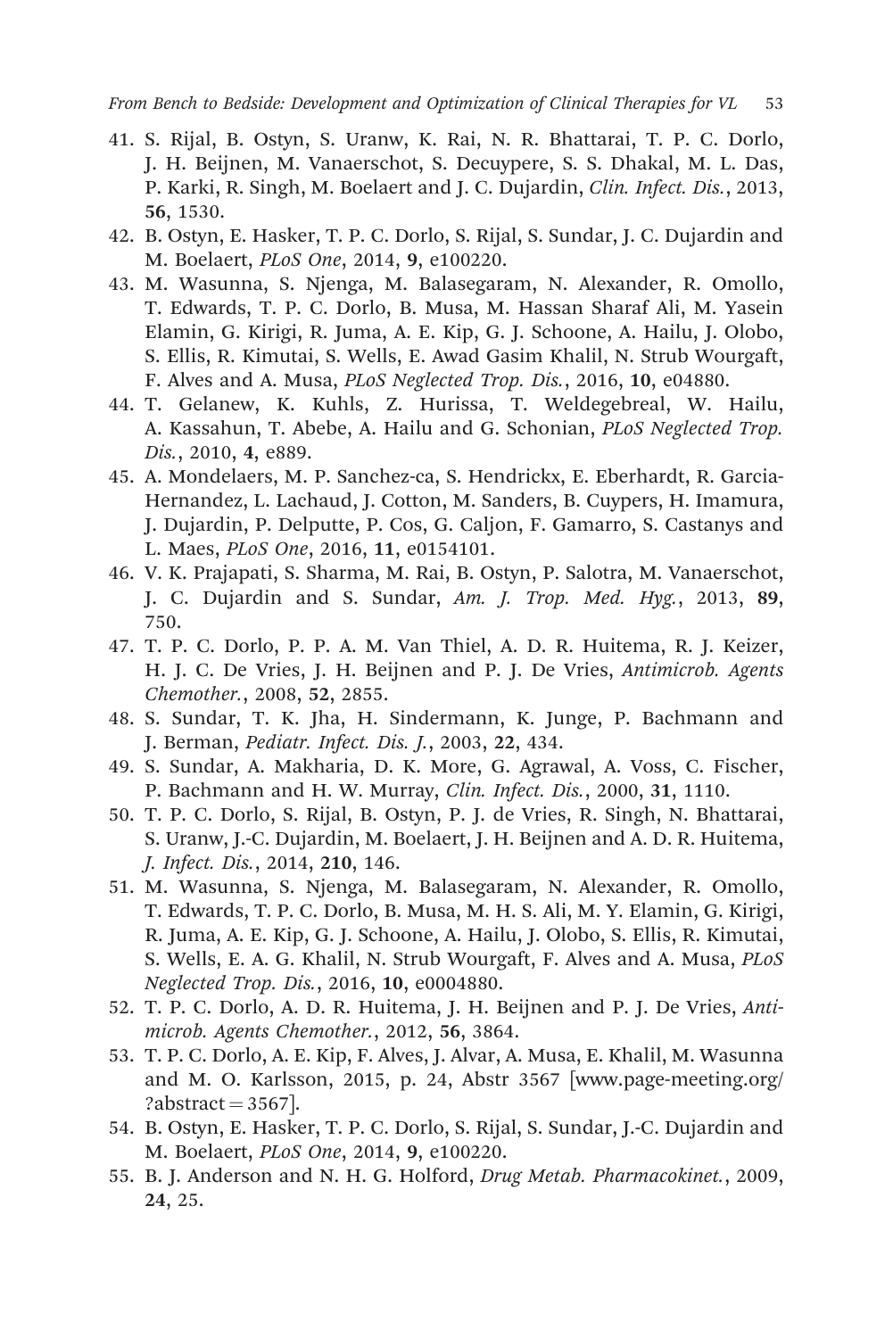41. S. Rijal, B. Ostyn, S. Uranw, K. Rai, N. R. Bhattarai, T. P. C. Dorlo, J. H. Beijnen, M. Vanaerschot, S. Decuypere, S. S. Dhakal, M. L. Das, P. Karki, R. Singh, M. Boelaert and J. C. Dujardin, *Clin. Infect. Dis.*, 2013, **56**, 1530.
42. B. Ostyn, E. Hasker, T. P. C. Dorlo, S. Rijal, S. Sundar, J. C. Dujardin and M. Boelaert, *PLoS One*, 2014, **9**, e100220.
43. M. Wasunna, S. Njenga, M. Balasegaram, N. Alexander, R. Omollo, T. Edwards, T. P. C. Dorlo, B. Musa, M. Hassan Sharaf Ali, M. Yasein Elamin, G. Kirigi, R. Juma, A. E. Kip, G. J. Schoone, A. Hailu, J. Olobo, S. Ellis, R. Kimutai, S. Wells, E. Awad Gasim Khalil, N. Strub Wourgaft, F. Alves and A. Musa, *PLoS Neglected Trop. Dis.*, 2016, **10**, e04880.
44. T. Gelanew, K. Kuhls, Z. Hurissa, T. Weldegebreal, W. Hailu, A. Kassahun, T. Abebe, A. Hailu and G. Schonian, *PLoS Neglected Trop. Dis.*, 2010, **4**, e889.
45. A. Mondelaers, M. P. Sanchez-ca, S. Hendrickx, E. Eberhardt, R. Garcia-Hernandez, L. Lachaud, J. Cotton, M. Sanders, B. Cuypers, H. Imamura, J. Dujardin, P. Delputte, P. Cos, G. Caljon, F. Gamarro, S. Castanys and L. Maes, *PLoS One*, 2016, **11**, e0154101.
46. V. K. Prajapati, S. Sharma, M. Rai, B. Ostyn, P. Salotra, M. Vanaerschot, J. C. Dujardin and S. Sundar, *Am. J. Trop. Med. Hyg.*, 2013, **89**, 750.
47. T. P. C. Dorlo, P. P. A. M. Van Thiel, A. D. R. Huitema, R. J. Keizer, H. J. C. De Vries, J. H. Beijnen and P. J. De Vries, *Antimicrob. Agents Chemother.*, 2008, **52**, 2855.
48. S. Sundar, T. K. Jha, H. Sindermann, K. Junge, P. Bachmann and J. Berman, *Pediatr. Infect. Dis. J.*, 2003, **22**, 434.
49. S. Sundar, A. Makharia, D. K. More, G. Agrawal, A. Voss, C. Fischer, P. Bachmann and H. W. Murray, *Clin. Infect. Dis.*, 2000, **31**, 1110.
50. T. P. C. Dorlo, S. Rijal, B. Ostyn, P. J. de Vries, R. Singh, N. Bhattarai, S. Uranw, J.-C. Dujardin, M. Boelaert, J. H. Beijnen and A. D. R. Huitema, *J. Infect. Dis.*, 2014, **210**, 146.
51. M. Wasunna, S. Njenga, M. Balasegaram, N. Alexander, R. Omollo, T. Edwards, T. P. C. Dorlo, B. Musa, M. H. S. Ali, M. Y. Elamin, G. Kirigi, R. Juma, A. E. Kip, G. J. Schoone, A. Hailu, J. Olobo, S. Ellis, R. Kimutai, S. Wells, E. A. G. Khalil, N. Strub Wourgaft, F. Alves and A. Musa, *PLoS Neglected Trop. Dis.*, 2016, **10**, e0004880.
52. T. P. C. Dorlo, A. D. R. Huitema, J. H. Beijnen and P. J. De Vries, *Antimicrob. Agents Chemother.*, 2012, **56**, 3864.
53. T. P. C. Dorlo, A. E. Kip, F. Alves, J. Alvar, A. Musa, E. Khalil, M. Wasunna and M. O. Karlsson, 2015, p. 24, Abstr 3567 [www.page-meeting.org/?abstract = 3567].
54. B. Ostyn, E. Hasker, T. P. C. Dorlo, S. Rijal, S. Sundar, J.-C. Dujardin and M. Boelaert, *PLoS One*, 2014, **9**, e100220.
55. B. J. Anderson and N. H. G. Holford, *Drug Metab. Pharmacokinet.*, 2009, **24**, 25.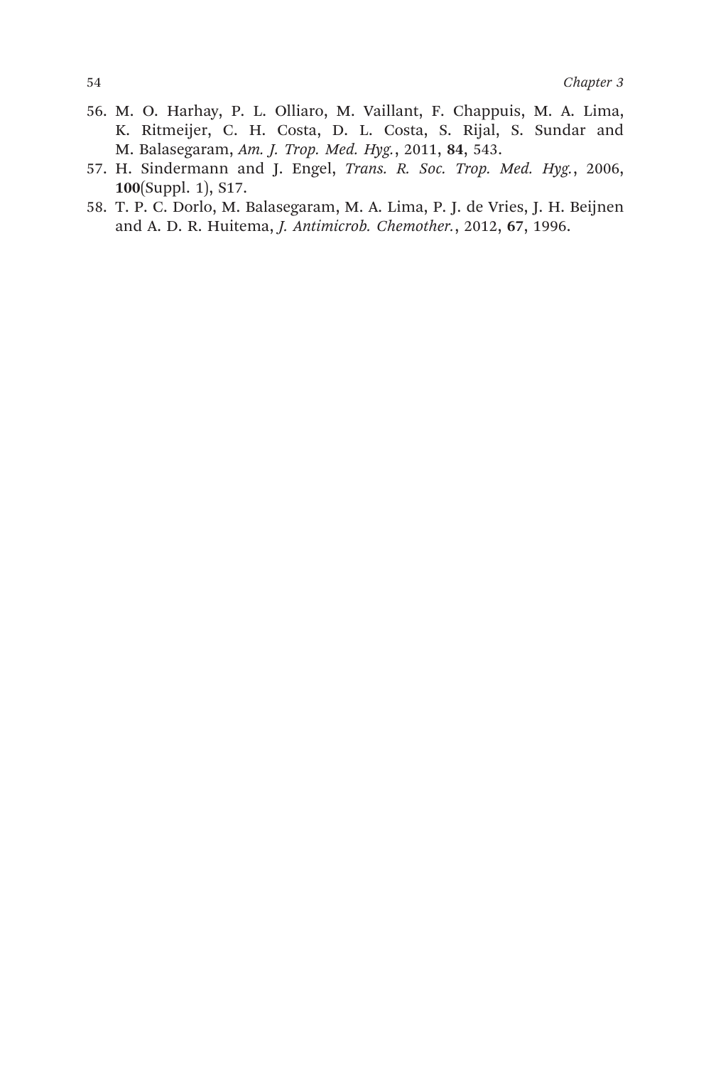56. M. O. Harhay, P. L. Olliaro, M. Vaillant, F. Chappuis, M. A. Lima, K. Ritmeijer, C. H. Costa, D. L. Costa, S. Rijal, S. Sundar and M. Balasegaram, *Am. J. Trop. Med. Hyg.*, 2011, **84**, 543.
57. H. Sindermann and J. Engel, *Trans. R. Soc. Trop. Med. Hyg.*, 2006, **100**(Suppl. 1), S17.
58. T. P. C. Dorlo, M. Balasegaram, M. A. Lima, P. J. de Vries, J. H. Beijnen and A. D. R. Huitema, *J. Antimicrob. Chemother.*, 2012, **67**, 1996.